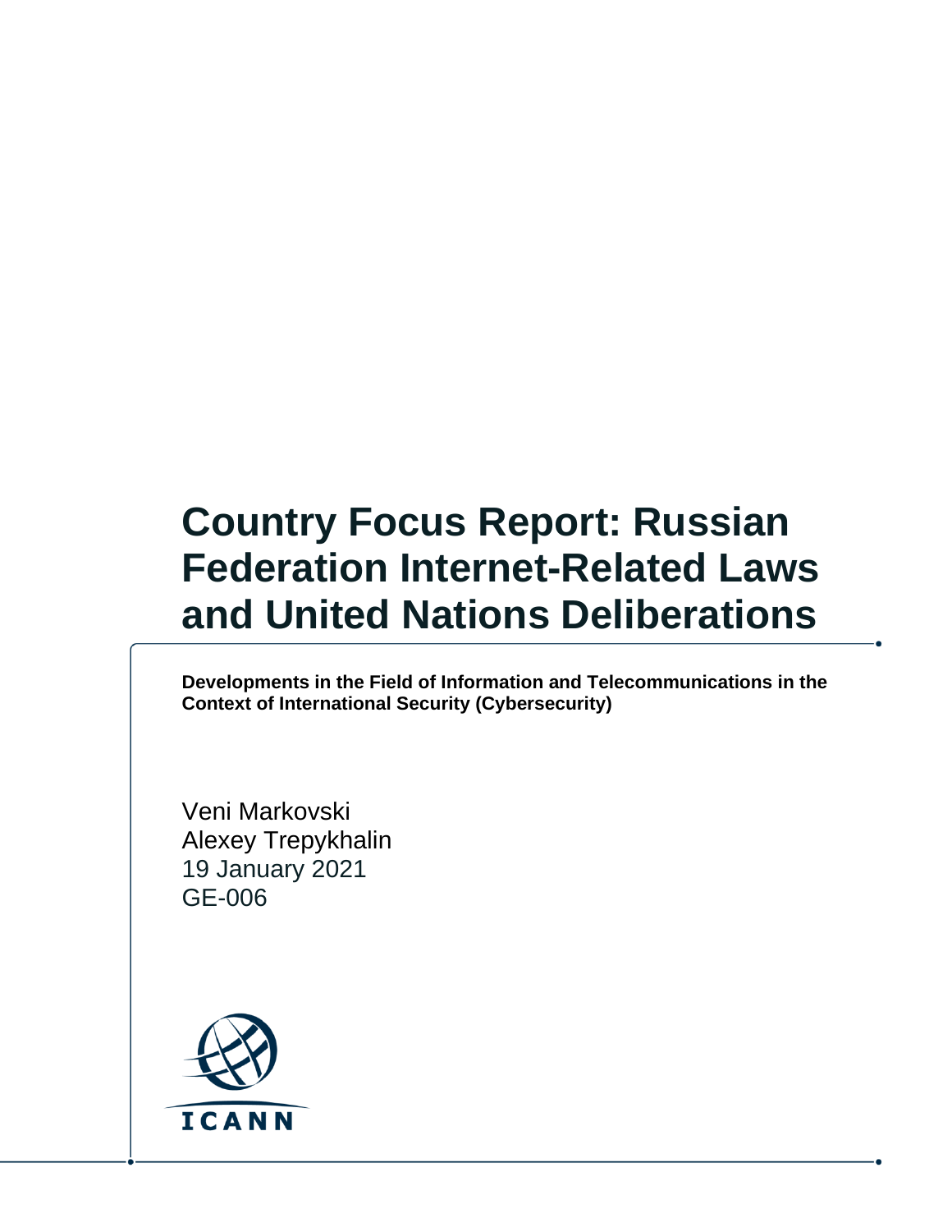# Country Focus Report: Russian Federation Internet-Related Laws and United Nations Deliberations

**Developments in the Field of Information and Telecommunications in the Context of International Security (Cybersecurity)**

Veni Markovski
Alexey Trepykhalin
19 January 2021
GE-006

ICANN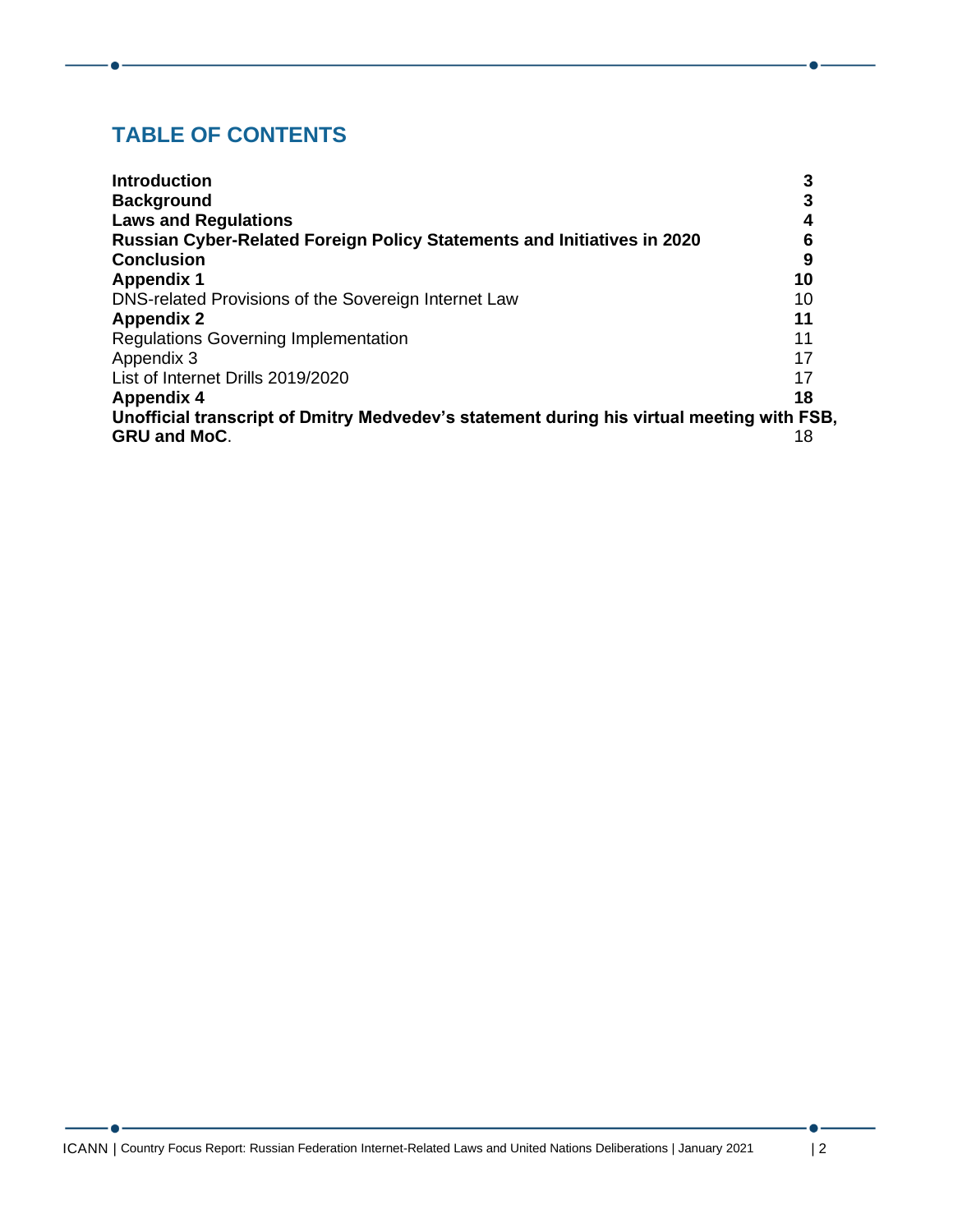## TABLE OF CONTENTS

| | |
|---|---|
| **Introduction** | **3** |
| **Background** | **3** |
| **Laws and Regulations** | **4** |
| **Russian Cyber-Related Foreign Policy Statements and Initiatives in 2020** | **6** |
| **Conclusion** | **9** |
| **Appendix 1** | **10** |
| DNS-related Provisions of the Sovereign Internet Law | 10 |
| **Appendix 2** | **11** |
| Regulations Governing Implementation | 11 |
| Appendix 3 | 17 |
| List of Internet Drills 2019/2020 | 17 |
| **Appendix 4** | **18** |
| **Unofficial transcript of Dmitry Medvedev's statement during his virtual meeting with FSB, GRU and MoC**. | 18 |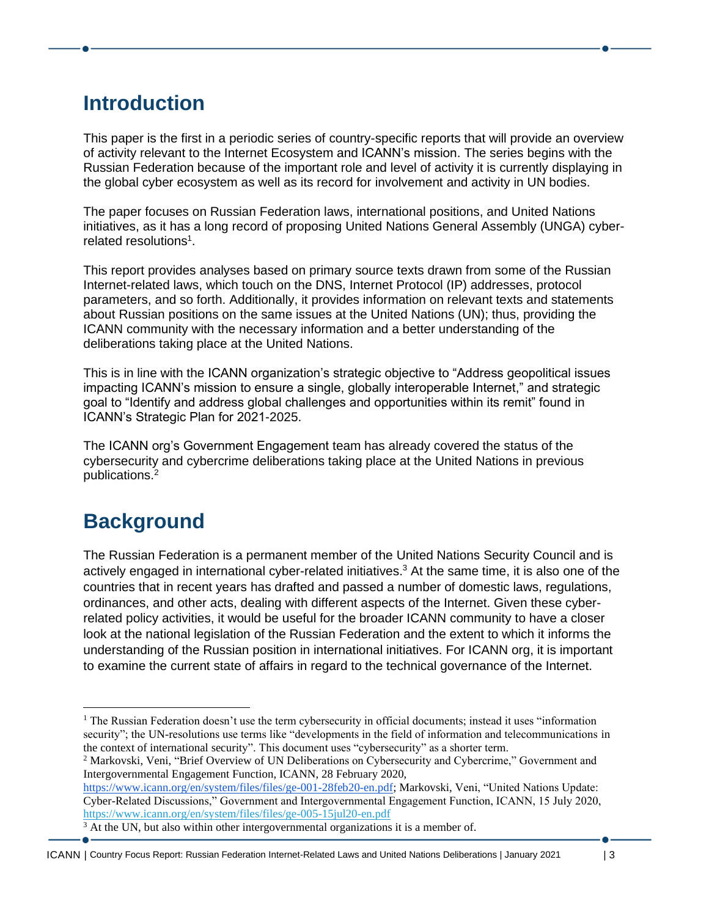## Introduction

This paper is the first in a periodic series of country-specific reports that will provide an overview of activity relevant to the Internet Ecosystem and ICANN's mission. The series begins with the Russian Federation because of the important role and level of activity it is currently displaying in the global cyber ecosystem as well as its record for involvement and activity in UN bodies.

The paper focuses on Russian Federation laws, international positions, and United Nations initiatives, as it has a long record of proposing United Nations General Assembly (UNGA) cyber-related resolutions[1].

This report provides analyses based on primary source texts drawn from some of the Russian Internet-related laws, which touch on the DNS, Internet Protocol (IP) addresses, protocol parameters, and so forth. Additionally, it provides information on relevant texts and statements about Russian positions on the same issues at the United Nations (UN); thus, providing the ICANN community with the necessary information and a better understanding of the deliberations taking place at the United Nations.

This is in line with the ICANN organization's strategic objective to "Address geopolitical issues impacting ICANN's mission to ensure a single, globally interoperable Internet," and strategic goal to "Identify and address global challenges and opportunities within its remit" found in ICANN's Strategic Plan for 2021-2025.

The ICANN org's Government Engagement team has already covered the status of the cybersecurity and cybercrime deliberations taking place at the United Nations in previous publications.[2]

## Background

The Russian Federation is a permanent member of the United Nations Security Council and is actively engaged in international cyber-related initiatives.[3] At the same time, it is also one of the countries that in recent years has drafted and passed a number of domestic laws, regulations, ordinances, and other acts, dealing with different aspects of the Internet. Given these cyber-related policy activities, it would be useful for the broader ICANN community to have a closer look at the national legislation of the Russian Federation and the extent to which it informs the understanding of the Russian position in international initiatives. For ICANN org, it is important to examine the current state of affairs in regard to the technical governance of the Internet.

---

[1] The Russian Federation doesn't use the term cybersecurity in official documents; instead it uses "information security"; the UN-resolutions use terms like "developments in the field of information and telecommunications in the context of international security". This document uses "cybersecurity" as a shorter term.

[2] Markovski, Veni, "Brief Overview of UN Deliberations on Cybersecurity and Cybercrime," Government and Intergovernmental Engagement Function, ICANN, 28 February 2020, https://www.icann.org/en/system/files/files/ge-001-28feb20-en.pdf; Markovski, Veni, "United Nations Update: Cyber-Related Discussions," Government and Intergovernmental Engagement Function, ICANN, 15 July 2020, https://www.icann.org/en/system/files/files/ge-005-15jul20-en.pdf

[3] At the UN, but also within other intergovernmental organizations it is a member of.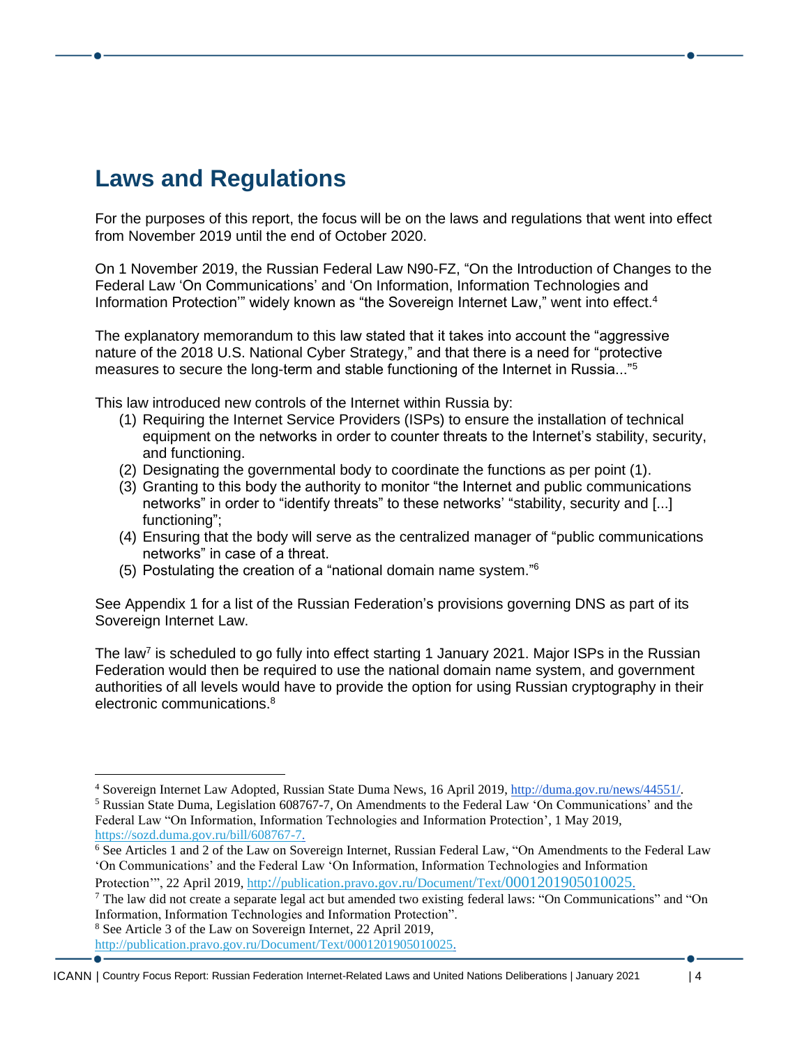## Laws and Regulations

For the purposes of this report, the focus will be on the laws and regulations that went into effect from November 2019 until the end of October 2020.

On 1 November 2019, the Russian Federal Law N90-FZ, "On the Introduction of Changes to the Federal Law 'On Communications' and 'On Information, Information Technologies and Information Protection'" widely known as "the Sovereign Internet Law," went into effect.[4]

The explanatory memorandum to this law stated that it takes into account the "aggressive nature of the 2018 U.S. National Cyber Strategy," and that there is a need for "protective measures to secure the long-term and stable functioning of the Internet in Russia..."[5]

This law introduced new controls of the Internet within Russia by:

(1) Requiring the Internet Service Providers (ISPs) to ensure the installation of technical equipment on the networks in order to counter threats to the Internet's stability, security, and functioning.
(2) Designating the governmental body to coordinate the functions as per point (1).
(3) Granting to this body the authority to monitor "the Internet and public communications networks" in order to "identify threats" to these networks' "stability, security and [...] functioning";
(4) Ensuring that the body will serve as the centralized manager of "public communications networks" in case of a threat.
(5) Postulating the creation of a "national domain name system."[6]

See Appendix 1 for a list of the Russian Federation's provisions governing DNS as part of its Sovereign Internet Law.

The law[7] is scheduled to go fully into effect starting 1 January 2021. Major ISPs in the Russian Federation would then be required to use the national domain name system, and government authorities of all levels would have to provide the option for using Russian cryptography in their electronic communications.[8]

---

[4] Sovereign Internet Law Adopted, Russian State Duma News, 16 April 2019, http://duma.gov.ru/news/44551/.

[5] Russian State Duma, Legislation 608767-7, On Amendments to the Federal Law 'On Communications' and the Federal Law "On Information, Information Technologies and Information Protection', 1 May 2019, https://sozd.duma.gov.ru/bill/608767-7.

[6] See Articles 1 and 2 of the Law on Sovereign Internet, Russian Federal Law, "On Amendments to the Federal Law 'On Communications' and the Federal Law 'On Information, Information Technologies and Information Protection'", 22 April 2019, http://publication.pravo.gov.ru/Document/Text/0001201905010025.

[7] The law did not create a separate legal act but amended two existing federal laws: "On Communications" and "On Information, Information Technologies and Information Protection".

[8] See Article 3 of the Law on Sovereign Internet, 22 April 2019, http://publication.pravo.gov.ru/Document/Text/0001201905010025.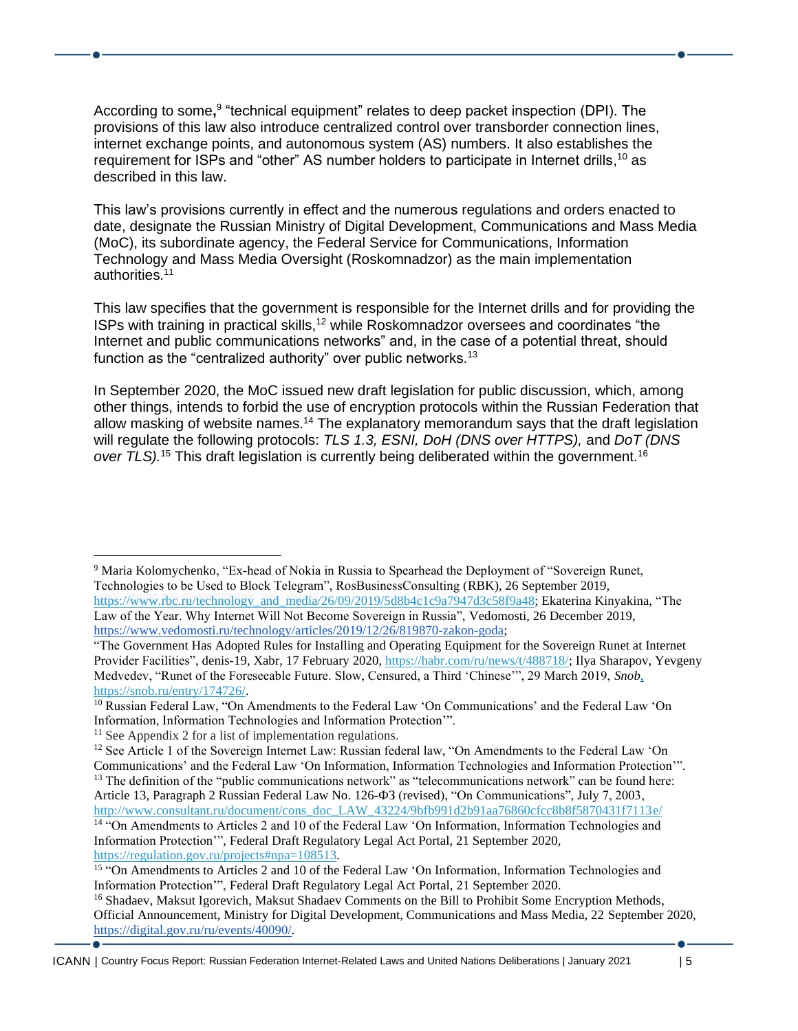According to some,[9] "technical equipment" relates to deep packet inspection (DPI). The provisions of this law also introduce centralized control over transborder connection lines, internet exchange points, and autonomous system (AS) numbers. It also establishes the requirement for ISPs and "other" AS number holders to participate in Internet drills,[10] as described in this law.

This law's provisions currently in effect and the numerous regulations and orders enacted to date, designate the Russian Ministry of Digital Development, Communications and Mass Media (MoC), its subordinate agency, the Federal Service for Communications, Information Technology and Mass Media Oversight (Roskomnadzor) as the main implementation authorities.[11]

This law specifies that the government is responsible for the Internet drills and for providing the ISPs with training in practical skills,[12] while Roskomnadzor oversees and coordinates "the Internet and public communications networks" and, in the case of a potential threat, should function as the "centralized authority" over public networks.[13]

In September 2020, the MoC issued new draft legislation for public discussion, which, among other things, intends to forbid the use of encryption protocols within the Russian Federation that allow masking of website names.[14] The explanatory memorandum says that the draft legislation will regulate the following protocols: *TLS 1.3, ESNI, DoH (DNS over HTTPS),* and *DoT (DNS over TLS).*[15] This draft legislation is currently being deliberated within the government.[16]

---

[9] Maria Kolomychenko, "Ex-head of Nokia in Russia to Spearhead the Deployment of "Sovereign Runet, Technologies to be Used to Block Telegram", RosBusinessConsulting (RBK), 26 September 2019, https://www.rbc.ru/technology_and_media/26/09/2019/5d8b4c1c9a7947d3c58f9a48; Ekaterina Kinyakina, "The Law of the Year. Why Internet Will Not Become Sovereign in Russia", Vedomosti, 26 December 2019, https://www.vedomosti.ru/technology/articles/2019/12/26/819870-zakon-goda;
"The Government Has Adopted Rules for Installing and Operating Equipment for the Sovereign Runet at Internet Provider Facilities", denis-19, Xabr, 17 February 2020, https://habr.com/ru/news/t/488718/; Ilya Sharapov, Yevgeny Medvedev, "Runet of the Foreseeable Future. Slow, Censured, a Third 'Chinese'", 29 March 2019, *Snob*, https://snob.ru/entry/174726/.

[10] Russian Federal Law, "On Amendments to the Federal Law 'On Communications' and the Federal Law 'On Information, Information Technologies and Information Protection'".

[11] See Appendix 2 for a list of implementation regulations.

[12] See Article 1 of the Sovereign Internet Law: Russian federal law, "On Amendments to the Federal Law 'On Communications' and the Federal Law 'On Information, Information Technologies and Information Protection'".

[13] The definition of the "public communications network" as "telecommunications network" can be found here: Article 13, Paragraph 2 Russian Federal Law No. 126-ФЗ (revised), "On Communications", July 7, 2003, http://www.consultant.ru/document/cons_doc_LAW_43224/9bfb991d2b91aa76860cfcc8b8f5870431f7113e/

[14] "On Amendments to Articles 2 and 10 of the Federal Law 'On Information, Information Technologies and Information Protection'", Federal Draft Regulatory Legal Act Portal, 21 September 2020, https://regulation.gov.ru/projects#npa=108513.

[15] "On Amendments to Articles 2 and 10 of the Federal Law 'On Information, Information Technologies and Information Protection'", Federal Draft Regulatory Legal Act Portal, 21 September 2020.

[16] Shadaev, Maksut Igorevich, Maksut Shadaev Comments on the Bill to Prohibit Some Encryption Methods, Official Announcement, Ministry for Digital Development, Communications and Mass Media, 22 September 2020, https://digital.gov.ru/ru/events/40090/.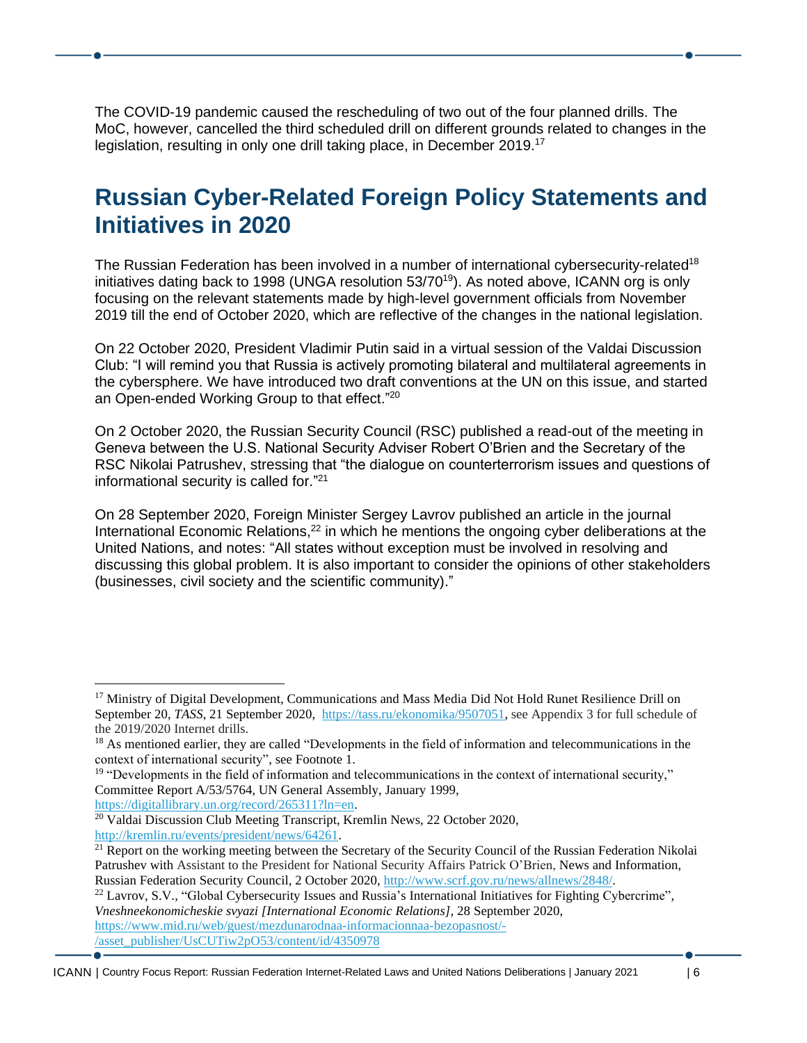The COVID-19 pandemic caused the rescheduling of two out of the four planned drills. The MoC, however, cancelled the third scheduled drill on different grounds related to changes in the legislation, resulting in only one drill taking place, in December 2019.[17]

# Russian Cyber-Related Foreign Policy Statements and Initiatives in 2020

The Russian Federation has been involved in a number of international cybersecurity-related[18] initiatives dating back to 1998 (UNGA resolution 53/70[19]). As noted above, ICANN org is only focusing on the relevant statements made by high-level government officials from November 2019 till the end of October 2020, which are reflective of the changes in the national legislation.

On 22 October 2020, President Vladimir Putin said in a virtual session of the Valdai Discussion Club: "I will remind you that Russia is actively promoting bilateral and multilateral agreements in the cybersphere. We have introduced two draft conventions at the UN on this issue, and started an Open-ended Working Group to that effect."[20]

On 2 October 2020, the Russian Security Council (RSC) published a read-out of the meeting in Geneva between the U.S. National Security Adviser Robert O'Brien and the Secretary of the RSC Nikolai Patrushev, stressing that "the dialogue on counterterrorism issues and questions of informational security is called for."[21]

On 28 September 2020, Foreign Minister Sergey Lavrov published an article in the journal International Economic Relations,[22] in which he mentions the ongoing cyber deliberations at the United Nations, and notes: "All states without exception must be involved in resolving and discussing this global problem. It is also important to consider the opinions of other stakeholders (businesses, civil society and the scientific community)."

---

[17] Ministry of Digital Development, Communications and Mass Media Did Not Hold Runet Resilience Drill on September 20, *TASS*, 21 September 2020, https://tass.ru/ekonomika/9507051, see Appendix 3 for full schedule of the 2019/2020 Internet drills.

[18] As mentioned earlier, they are called "Developments in the field of information and telecommunications in the context of international security", see Footnote 1.

[19] "Developments in the field of information and telecommunications in the context of international security," Committee Report A/53/5764, UN General Assembly, January 1999, https://digitallibrary.un.org/record/265311?ln=en.

[20] Valdai Discussion Club Meeting Transcript, Kremlin News, 22 October 2020, http://kremlin.ru/events/president/news/64261.

[21] Report on the working meeting between the Secretary of the Security Council of the Russian Federation Nikolai Patrushev with Assistant to the President for National Security Affairs Patrick O'Brien, News and Information, Russian Federation Security Council, 2 October 2020, http://www.scrf.gov.ru/news/allnews/2848/.

[22] Lavrov, S.V., "Global Cybersecurity Issues and Russia's International Initiatives for Fighting Cybercrime", *Vneshneekonomicheskie svyazi [International Economic Relations]*, 28 September 2020, https://www.mid.ru/web/guest/mezdunarodnaa-informacionnaa-bezopasnost/-/asset_publisher/UsCUTiw2pO53/content/id/4350978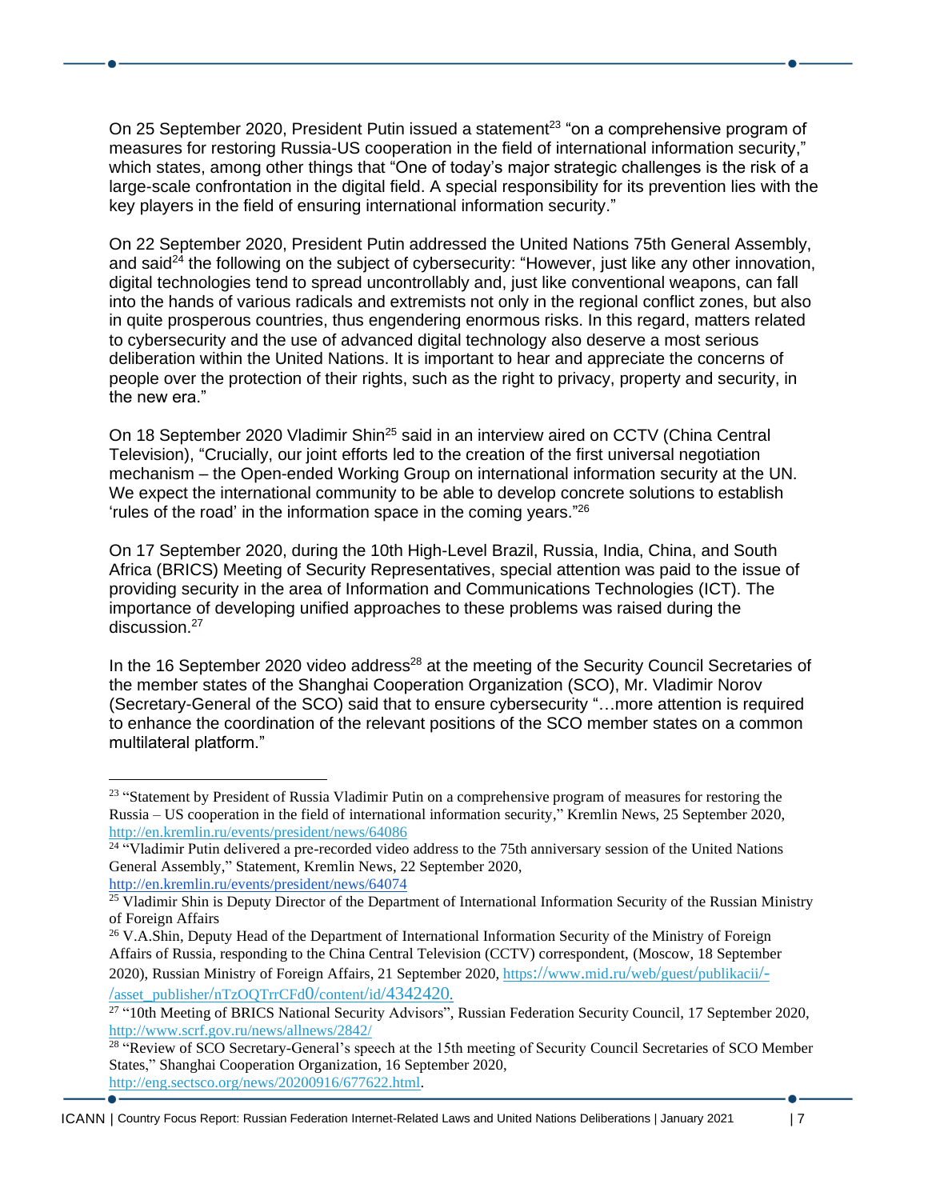On 25 September 2020, President Putin issued a statement[23] "on a comprehensive program of measures for restoring Russia-US cooperation in the field of international information security," which states, among other things that "One of today's major strategic challenges is the risk of a large-scale confrontation in the digital field. A special responsibility for its prevention lies with the key players in the field of ensuring international information security."

On 22 September 2020, President Putin addressed the United Nations 75th General Assembly, and said[24] the following on the subject of cybersecurity: "However, just like any other innovation, digital technologies tend to spread uncontrollably and, just like conventional weapons, can fall into the hands of various radicals and extremists not only in the regional conflict zones, but also in quite prosperous countries, thus engendering enormous risks. In this regard, matters related to cybersecurity and the use of advanced digital technology also deserve a most serious deliberation within the United Nations. It is important to hear and appreciate the concerns of people over the protection of their rights, such as the right to privacy, property and security, in the new era."

On 18 September 2020 Vladimir Shin[25] said in an interview aired on CCTV (China Central Television), "Crucially, our joint efforts led to the creation of the first universal negotiation mechanism – the Open-ended Working Group on international information security at the UN. We expect the international community to be able to develop concrete solutions to establish 'rules of the road' in the information space in the coming years."[26]

On 17 September 2020, during the 10th High-Level Brazil, Russia, India, China, and South Africa (BRICS) Meeting of Security Representatives, special attention was paid to the issue of providing security in the area of Information and Communications Technologies (ICT). The importance of developing unified approaches to these problems was raised during the discussion.[27]

In the 16 September 2020 video address[28] at the meeting of the Security Council Secretaries of the member states of the Shanghai Cooperation Organization (SCO), Mr. Vladimir Norov (Secretary-General of the SCO) said that to ensure cybersecurity "…more attention is required to enhance the coordination of the relevant positions of the SCO member states on a common multilateral platform."

---

[23] "Statement by President of Russia Vladimir Putin on a comprehensive program of measures for restoring the Russia – US cooperation in the field of international information security," Kremlin News, 25 September 2020, http://en.kremlin.ru/events/president/news/64086

[24] "Vladimir Putin delivered a pre-recorded video address to the 75th anniversary session of the United Nations General Assembly," Statement, Kremlin News, 22 September 2020, http://en.kremlin.ru/events/president/news/64074

[25] Vladimir Shin is Deputy Director of the Department of International Information Security of the Russian Ministry of Foreign Affairs

[26] V.A.Shin, Deputy Head of the Department of International Information Security of the Ministry of Foreign Affairs of Russia, responding to the China Central Television (CCTV) correspondent, (Moscow, 18 September 2020), Russian Ministry of Foreign Affairs, 21 September 2020, https://www.mid.ru/web/guest/publikacii/-/asset_publisher/nTzOQTrrCFd0/content/id/4342420.

[27] "10th Meeting of BRICS National Security Advisors", Russian Federation Security Council, 17 September 2020, http://www.scrf.gov.ru/news/allnews/2842/

[28] "Review of SCO Secretary-General's speech at the 15th meeting of Security Council Secretaries of SCO Member States," Shanghai Cooperation Organization, 16 September 2020, http://eng.sectsco.org/news/20200916/677622.html.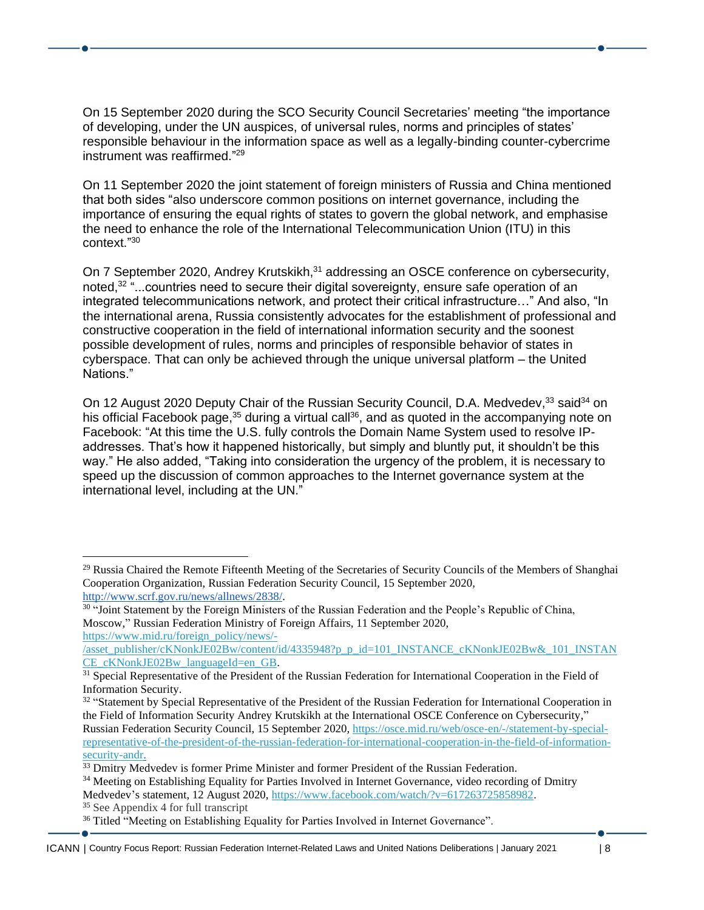On 15 September 2020 during the SCO Security Council Secretaries' meeting "the importance of developing, under the UN auspices, of universal rules, norms and principles of states' responsible behaviour in the information space as well as a legally-binding counter-cybercrime instrument was reaffirmed."[29]

On 11 September 2020 the joint statement of foreign ministers of Russia and China mentioned that both sides "also underscore common positions on internet governance, including the importance of ensuring the equal rights of states to govern the global network, and emphasise the need to enhance the role of the International Telecommunication Union (ITU) in this context."[30]

On 7 September 2020, Andrey Krutskikh,[31] addressing an OSCE conference on cybersecurity, noted,[32] "...countries need to secure their digital sovereignty, ensure safe operation of an integrated telecommunications network, and protect their critical infrastructure…" And also, "In the international arena, Russia consistently advocates for the establishment of professional and constructive cooperation in the field of international information security and the soonest possible development of rules, norms and principles of responsible behavior of states in cyberspace. That can only be achieved through the unique universal platform – the United Nations."

On 12 August 2020 Deputy Chair of the Russian Security Council, D.A. Medvedev,[33] said[34] on his official Facebook page,[35] during a virtual call[36], and as quoted in the accompanying note on Facebook: "At this time the U.S. fully controls the Domain Name System used to resolve IP-addresses. That's how it happened historically, but simply and bluntly put, it shouldn't be this way." He also added, "Taking into consideration the urgency of the problem, it is necessary to speed up the discussion of common approaches to the Internet governance system at the international level, including at the UN."

---

[29] Russia Chaired the Remote Fifteenth Meeting of the Secretaries of Security Councils of the Members of Shanghai Cooperation Organization, Russian Federation Security Council, 15 September 2020, http://www.scrf.gov.ru/news/allnews/2838/.

[30] "Joint Statement by the Foreign Ministers of the Russian Federation and the People's Republic of China, Moscow," Russian Federation Ministry of Foreign Affairs, 11 September 2020, https://www.mid.ru/foreign_policy/news/-/asset_publisher/cKNonkJE02Bw/content/id/4335948?p_p_id=101_INSTANCE_cKNonkJE02Bw&_101_INSTANCE_cKNonkJE02Bw_languageId=en_GB.

[31] Special Representative of the President of the Russian Federation for International Cooperation in the Field of Information Security.

[32] "Statement by Special Representative of the President of the Russian Federation for International Cooperation in the Field of Information Security Andrey Krutskikh at the International OSCE Conference on Cybersecurity," Russian Federation Security Council, 15 September 2020, https://osce.mid.ru/web/osce-en/-/statement-by-special-representative-of-the-president-of-the-russian-federation-for-international-cooperation-in-the-field-of-information-security-andr.

[33] Dmitry Medvedev is former Prime Minister and former President of the Russian Federation.

[34] Meeting on Establishing Equality for Parties Involved in Internet Governance, video recording of Dmitry Medvedev's statement, 12 August 2020, https://www.facebook.com/watch/?v=617263725858982.

[35] See Appendix 4 for full transcript

[36] Titled "Meeting on Establishing Equality for Parties Involved in Internet Governance".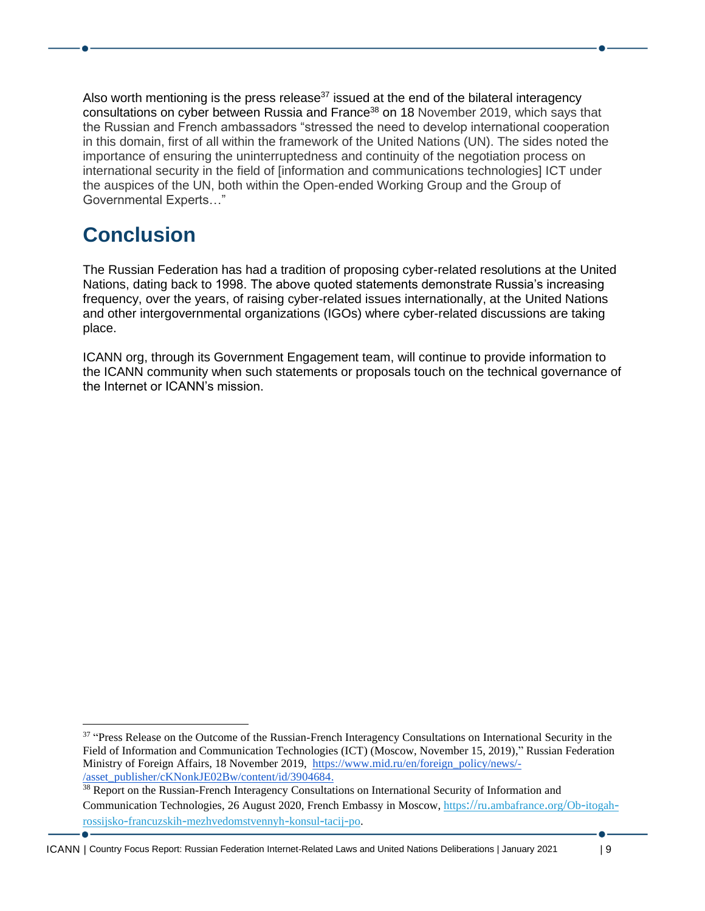Also worth mentioning is the press release[37] issued at the end of the bilateral interagency consultations on cyber between Russia and France[38] on 18 November 2019, which says that the Russian and French ambassadors "stressed the need to develop international cooperation in this domain, first of all within the framework of the United Nations (UN). The sides noted the importance of ensuring the uninterruptedness and continuity of the negotiation process on international security in the field of [information and communications technologies] ICT under the auspices of the UN, both within the Open-ended Working Group and the Group of Governmental Experts…"

# Conclusion

The Russian Federation has had a tradition of proposing cyber-related resolutions at the United Nations, dating back to 1998. The above quoted statements demonstrate Russia's increasing frequency, over the years, of raising cyber-related issues internationally, at the United Nations and other intergovernmental organizations (IGOs) where cyber-related discussions are taking place.

ICANN org, through its Government Engagement team, will continue to provide information to the ICANN community when such statements or proposals touch on the technical governance of the Internet or ICANN's mission.

---

[37] "Press Release on the Outcome of the Russian-French Interagency Consultations on International Security in the Field of Information and Communication Technologies (ICT) (Moscow, November 15, 2019)," Russian Federation Ministry of Foreign Affairs, 18 November 2019, https://www.mid.ru/en/foreign_policy/news/-/asset_publisher/cKNonkJE02Bw/content/id/3904684.

[38] Report on the Russian-French Interagency Consultations on International Security of Information and Communication Technologies, 26 August 2020, French Embassy in Moscow, https://ru.ambafrance.org/Ob-itogah-rossijsko-francuzskih-mezhvedomstvennyh-konsul-tacij-po.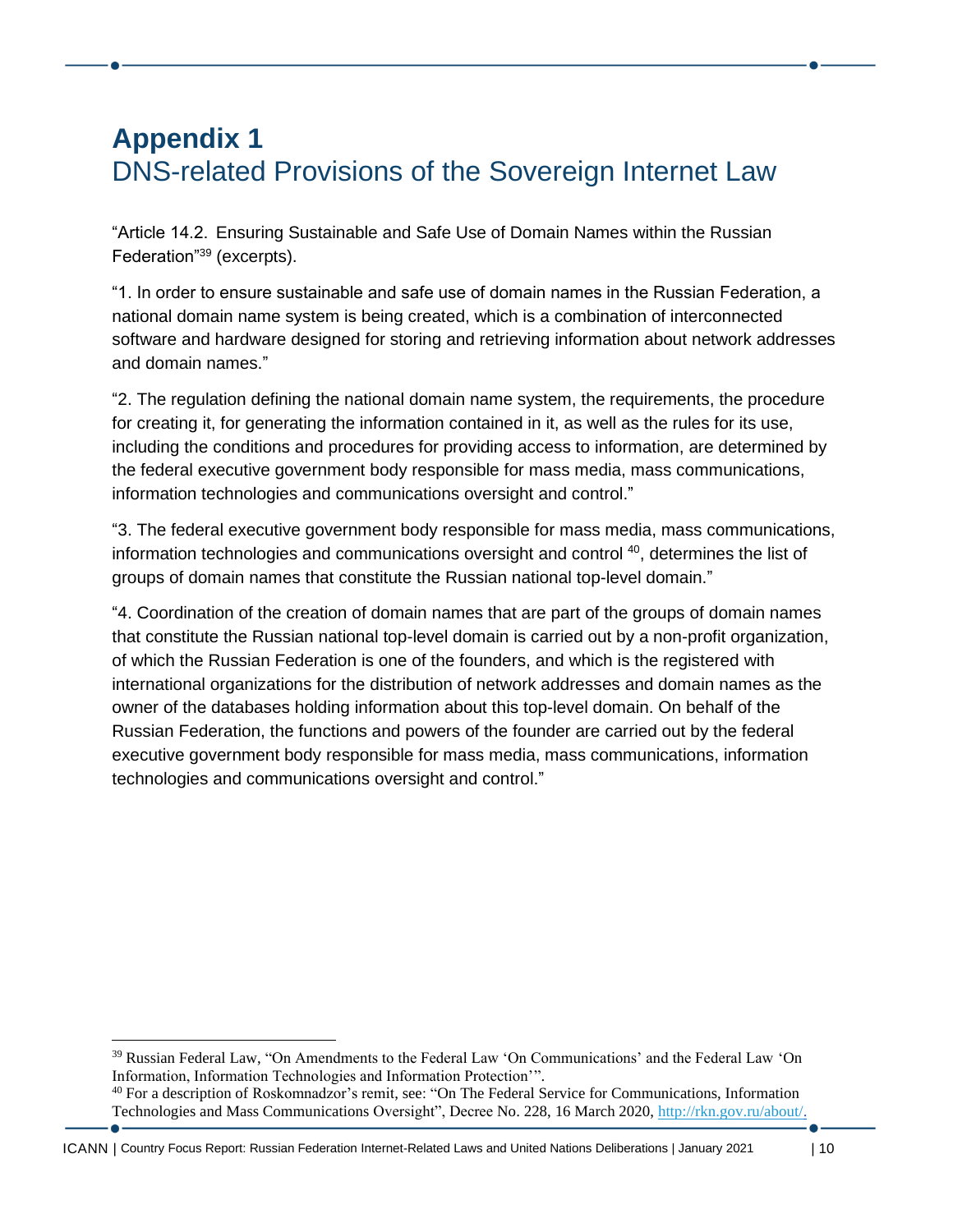# Appendix 1
## DNS-related Provisions of the Sovereign Internet Law

"Article 14.2. Ensuring Sustainable and Safe Use of Domain Names within the Russian Federation"[39] (excerpts).

"1. In order to ensure sustainable and safe use of domain names in the Russian Federation, a national domain name system is being created, which is a combination of interconnected software and hardware designed for storing and retrieving information about network addresses and domain names."

"2. The regulation defining the national domain name system, the requirements, the procedure for creating it, for generating the information contained in it, as well as the rules for its use, including the conditions and procedures for providing access to information, are determined by the federal executive government body responsible for mass media, mass communications, information technologies and communications oversight and control."

"3. The federal executive government body responsible for mass media, mass communications, information technologies and communications oversight and control [40], determines the list of groups of domain names that constitute the Russian national top-level domain."

"4. Coordination of the creation of domain names that are part of the groups of domain names that constitute the Russian national top-level domain is carried out by a non-profit organization, of which the Russian Federation is one of the founders, and which is the registered with international organizations for the distribution of network addresses and domain names as the owner of the databases holding information about this top-level domain. On behalf of the Russian Federation, the functions and powers of the founder are carried out by the federal executive government body responsible for mass media, mass communications, information technologies and communications oversight and control."

---

[39] Russian Federal Law, "On Amendments to the Federal Law 'On Communications' and the Federal Law 'On Information, Information Technologies and Information Protection'".

[40] For a description of Roskomnadzor's remit, see: "On The Federal Service for Communications, Information Technologies and Mass Communications Oversight", Decree No. 228, 16 March 2020, http://rkn.gov.ru/about/.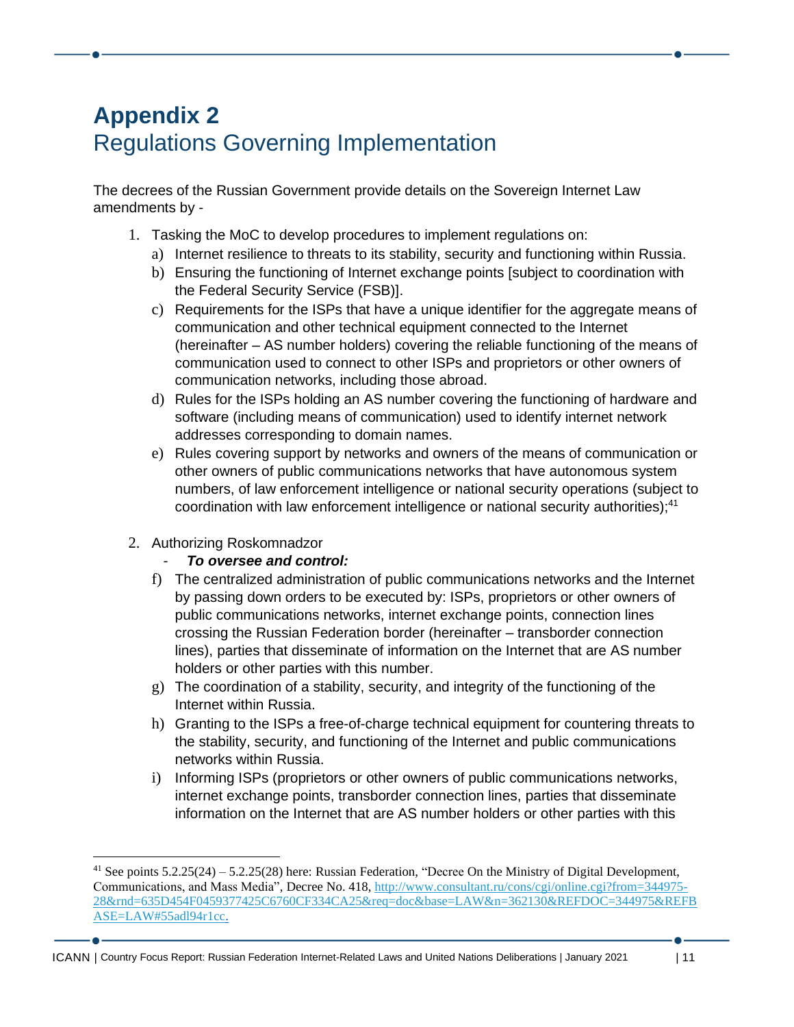# Appendix 2
## Regulations Governing Implementation

The decrees of the Russian Government provide details on the Sovereign Internet Law amendments by -

1. Tasking the MoC to develop procedures to implement regulations on:
   a) Internet resilience to threats to its stability, security and functioning within Russia.
   b) Ensuring the functioning of Internet exchange points [subject to coordination with the Federal Security Service (FSB)].
   c) Requirements for the ISPs that have a unique identifier for the aggregate means of communication and other technical equipment connected to the Internet (hereinafter – AS number holders) covering the reliable functioning of the means of communication used to connect to other ISPs and proprietors or other owners of communication networks, including those abroad.
   d) Rules for the ISPs holding an AS number covering the functioning of hardware and software (including means of communication) used to identify internet network addresses corresponding to domain names.
   e) Rules covering support by networks and owners of the means of communication or other owners of public communications networks that have autonomous system numbers, of law enforcement intelligence or national security operations (subject to coordination with law enforcement intelligence or national security authorities);[41]

2. Authorizing Roskomnadzor
   - ***To oversee and control:***

   f) The centralized administration of public communications networks and the Internet by passing down orders to be executed by: ISPs, proprietors or other owners of public communications networks, internet exchange points, connection lines crossing the Russian Federation border (hereinafter – transborder connection lines), parties that disseminate of information on the Internet that are AS number holders or other parties with this number.
   g) The coordination of a stability, security, and integrity of the functioning of the Internet within Russia.
   h) Granting to the ISPs a free-of-charge technical equipment for countering threats to the stability, security, and functioning of the Internet and public communications networks within Russia.
   i) Informing ISPs (proprietors or other owners of public communications networks, internet exchange points, transborder connection lines, parties that disseminate information on the Internet that are AS number holders or other parties with this

---

[41] See points 5.2.25(24) – 5.2.25(28) here: Russian Federation, "Decree On the Ministry of Digital Development, Communications, and Mass Media", Decree No. 418, http://www.consultant.ru/cons/cgi/online.cgi?from=344975-28&rnd=635D454F0459377425C6760CF334CA25&req=doc&base=LAW&n=362130&REFDOC=344975&REFBASE=LAW#55adl94r1cc.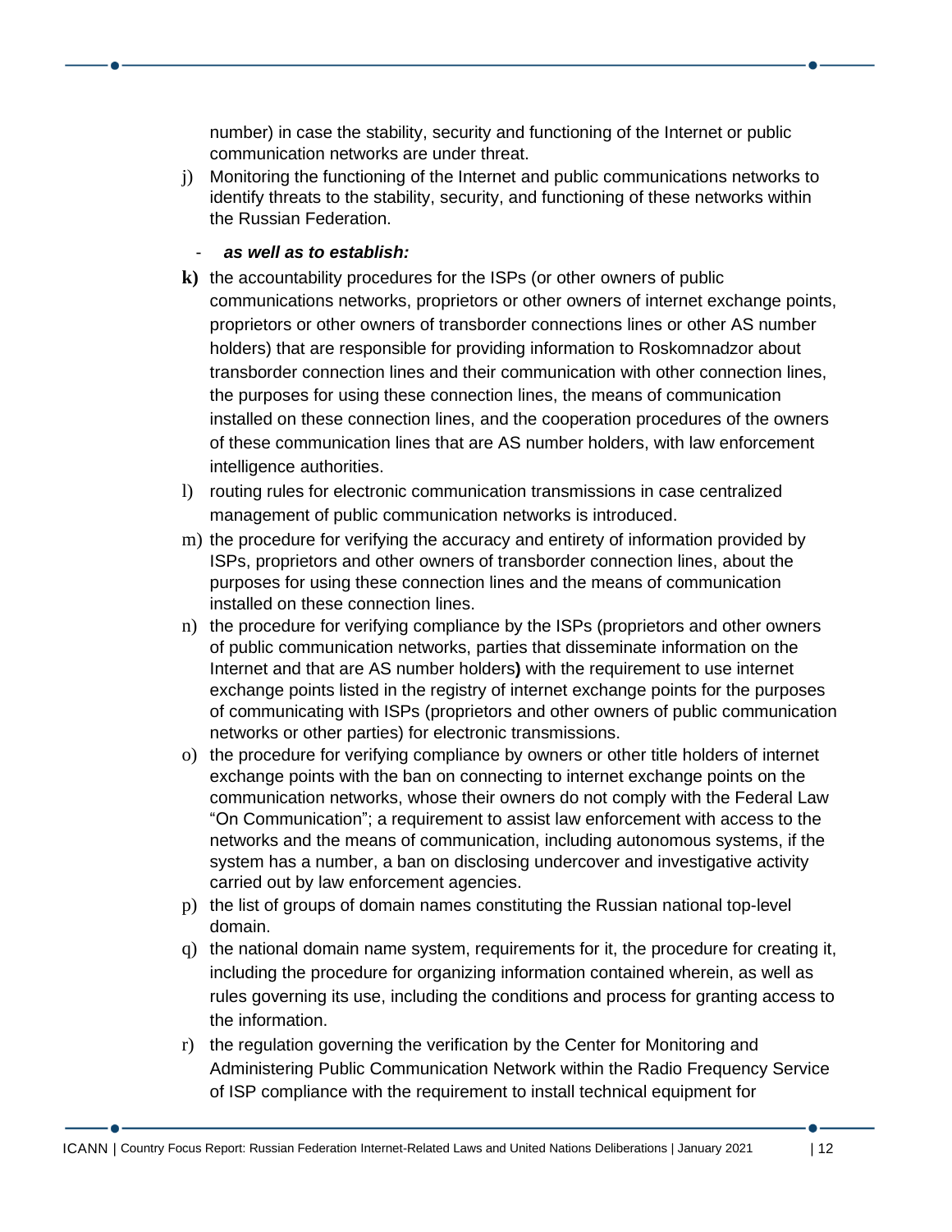number) in case the stability, security and functioning of the Internet or public communication networks are under threat.

j) Monitoring the functioning of the Internet and public communications networks to identify threats to the stability, security, and functioning of these networks within the Russian Federation.

- ***as well as to establish:***

**k)** the accountability procedures for the ISPs (or other owners of public communications networks, proprietors or other owners of internet exchange points, proprietors or other owners of transborder connections lines or other AS number holders) that are responsible for providing information to Roskomnadzor about transborder connection lines and their communication with other connection lines, the purposes for using these connection lines, the means of communication installed on these connection lines, and the cooperation procedures of the owners of these communication lines that are AS number holders, with law enforcement intelligence authorities.

l) routing rules for electronic communication transmissions in case centralized management of public communication networks is introduced.

m) the procedure for verifying the accuracy and entirety of information provided by ISPs, proprietors and other owners of transborder connection lines, about the purposes for using these connection lines and the means of communication installed on these connection lines.

n) the procedure for verifying compliance by the ISPs (proprietors and other owners of public communication networks, parties that disseminate information on the Internet and that are AS number holders**)** with the requirement to use internet exchange points listed in the registry of internet exchange points for the purposes of communicating with ISPs (proprietors and other owners of public communication networks or other parties) for electronic transmissions.

o) the procedure for verifying compliance by owners or other title holders of internet exchange points with the ban on connecting to internet exchange points on the communication networks, whose their owners do not comply with the Federal Law "On Communication"; a requirement to assist law enforcement with access to the networks and the means of communication, including autonomous systems, if the system has a number, a ban on disclosing undercover and investigative activity carried out by law enforcement agencies.

p) the list of groups of domain names constituting the Russian national top-level domain.

q) the national domain name system, requirements for it, the procedure for creating it, including the procedure for organizing information contained wherein, as well as rules governing its use, including the conditions and process for granting access to the information.

r) the regulation governing the verification by the Center for Monitoring and Administering Public Communication Network within the Radio Frequency Service of ISP compliance with the requirement to install technical equipment for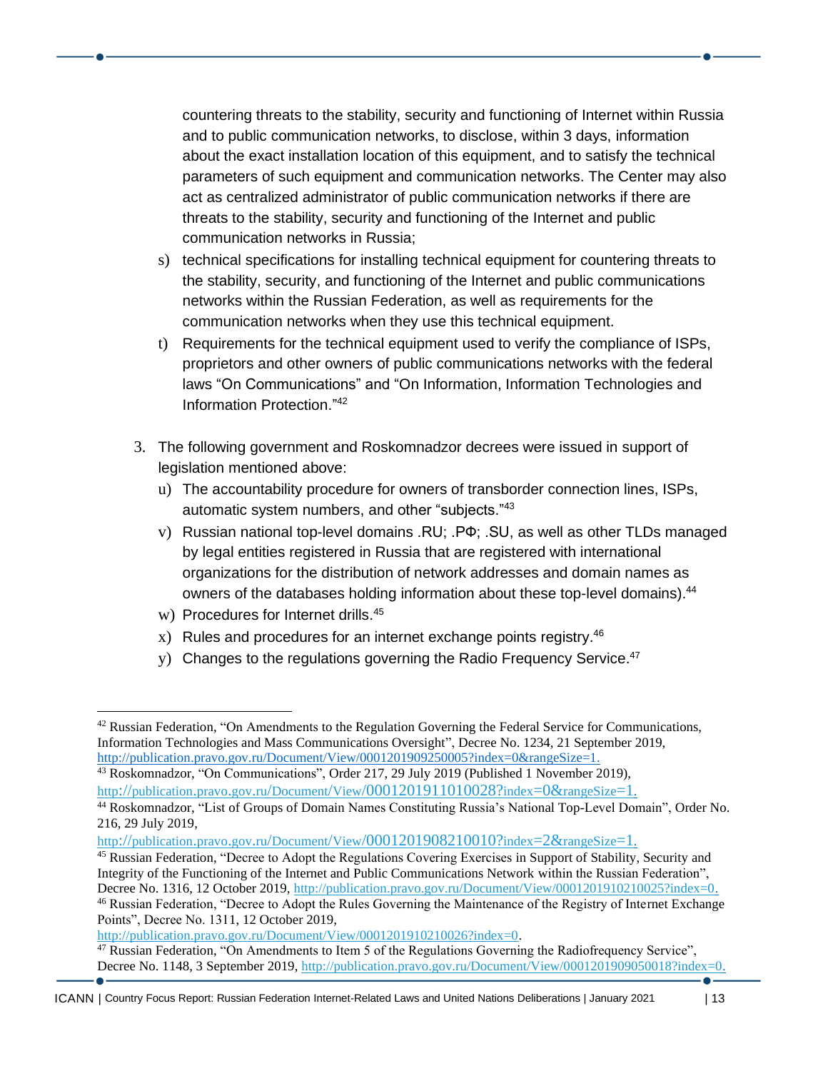countering threats to the stability, security and functioning of Internet within Russia and to public communication networks, to disclose, within 3 days, information about the exact installation location of this equipment, and to satisfy the technical parameters of such equipment and communication networks. The Center may also act as centralized administrator of public communication networks if there are threats to the stability, security and functioning of the Internet and public communication networks in Russia;

s) technical specifications for installing technical equipment for countering threats to the stability, security, and functioning of the Internet and public communications networks within the Russian Federation, as well as requirements for the communication networks when they use this technical equipment.

t) Requirements for the technical equipment used to verify the compliance of ISPs, proprietors and other owners of public communications networks with the federal laws "On Communications" and "On Information, Information Technologies and Information Protection."[42]

3. The following government and Roskomnadzor decrees were issued in support of legislation mentioned above:

u) The accountability procedure for owners of transborder connection lines, ISPs, automatic system numbers, and other "subjects."[43]

v) Russian national top-level domains .RU; .РФ; .SU, as well as other TLDs managed by legal entities registered in Russia that are registered with international organizations for the distribution of network addresses and domain names as owners of the databases holding information about these top-level domains).[44]

w) Procedures for Internet drills.[45]

x) Rules and procedures for an internet exchange points registry.[46]

y) Changes to the regulations governing the Radio Frequency Service.[47]

---

[42] Russian Federation, "On Amendments to the Regulation Governing the Federal Service for Communications, Information Technologies and Mass Communications Oversight", Decree No. 1234, 21 September 2019, http://publication.pravo.gov.ru/Document/View/0001201909250005?index=0&rangeSize=1.

[43] Roskomnadzor, "On Communications", Order 217, 29 July 2019 (Published 1 November 2019), http://publication.pravo.gov.ru/Document/View/0001201911010028?index=0&rangeSize=1.

[44] Roskomnadzor, "List of Groups of Domain Names Constituting Russia's National Top-Level Domain", Order No. 216, 29 July 2019, http://publication.pravo.gov.ru/Document/View/0001201908210010?index=2&rangeSize=1.

[45] Russian Federation, "Decree to Adopt the Regulations Covering Exercises in Support of Stability, Security and Integrity of the Functioning of the Internet and Public Communications Network within the Russian Federation", Decree No. 1316, 12 October 2019, http://publication.pravo.gov.ru/Document/View/0001201910210025?index=0.

[46] Russian Federation, "Decree to Adopt the Rules Governing the Maintenance of the Registry of Internet Exchange Points", Decree No. 1311, 12 October 2019, http://publication.pravo.gov.ru/Document/View/0001201910210026?index=0.

[47] Russian Federation, "On Amendments to Item 5 of the Regulations Governing the Radiofrequency Service", Decree No. 1148, 3 September 2019, http://publication.pravo.gov.ru/Document/View/0001201909050018?index=0.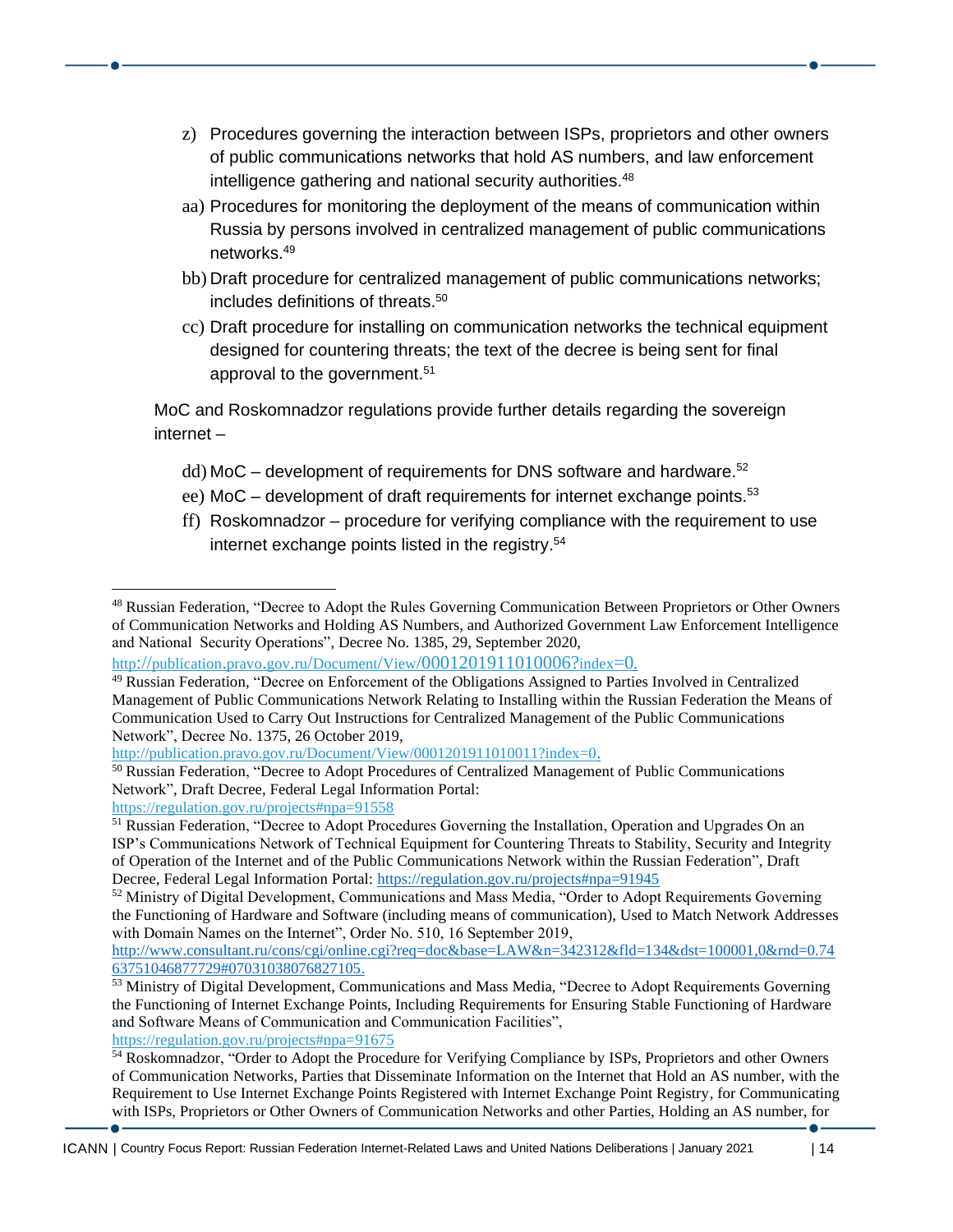z) Procedures governing the interaction between ISPs, proprietors and other owners of public communications networks that hold AS numbers, and law enforcement intelligence gathering and national security authorities.[48]

aa) Procedures for monitoring the deployment of the means of communication within Russia by persons involved in centralized management of public communications networks.[49]

bb) Draft procedure for centralized management of public communications networks; includes definitions of threats.[50]

cc) Draft procedure for installing on communication networks the technical equipment designed for countering threats; the text of the decree is being sent for final approval to the government.[51]

MoC and Roskomnadzor regulations provide further details regarding the sovereign internet –

dd) MoC – development of requirements for DNS software and hardware.[52]

ee) MoC – development of draft requirements for internet exchange points.[53]

ff) Roskomnadzor – procedure for verifying compliance with the requirement to use internet exchange points listed in the registry.[54]

---

[48] Russian Federation, "Decree to Adopt the Rules Governing Communication Between Proprietors or Other Owners of Communication Networks and Holding AS Numbers, and Authorized Government Law Enforcement Intelligence and National Security Operations", Decree No. 1385, 29, September 2020, http://publication.pravo.gov.ru/Document/View/0001201911010006?index=0.

[49] Russian Federation, "Decree on Enforcement of the Obligations Assigned to Parties Involved in Centralized Management of Public Communications Network Relating to Installing within the Russian Federation the Means of Communication Used to Carry Out Instructions for Centralized Management of the Public Communications Network", Decree No. 1375, 26 October 2019, http://publication.pravo.gov.ru/Document/View/0001201911010011?index=0.

[50] Russian Federation, "Decree to Adopt Procedures of Centralized Management of Public Communications Network", Draft Decree, Federal Legal Information Portal: https://regulation.gov.ru/projects#npa=91558

[51] Russian Federation, "Decree to Adopt Procedures Governing the Installation, Operation and Upgrades On an ISP's Communications Network of Technical Equipment for Countering Threats to Stability, Security and Integrity of Operation of the Internet and of the Public Communications Network within the Russian Federation", Draft Decree, Federal Legal Information Portal: https://regulation.gov.ru/projects#npa=91945

[52] Ministry of Digital Development, Communications and Mass Media, "Order to Adopt Requirements Governing the Functioning of Hardware and Software (including means of communication), Used to Match Network Addresses with Domain Names on the Internet", Order No. 510, 16 September 2019, http://www.consultant.ru/cons/cgi/online.cgi?req=doc&base=LAW&n=342312&fld=134&dst=100001,0&rnd=0.7463751046877729#07031038076827105.

[53] Ministry of Digital Development, Communications and Mass Media, "Decree to Adopt Requirements Governing the Functioning of Internet Exchange Points, Including Requirements for Ensuring Stable Functioning of Hardware and Software Means of Communication and Communication Facilities", https://regulation.gov.ru/projects#npa=91675

[54] Roskomnadzor, "Order to Adopt the Procedure for Verifying Compliance by ISPs, Proprietors and other Owners of Communication Networks, Parties that Disseminate Information on the Internet that Hold an AS number, with the Requirement to Use Internet Exchange Points Registered with Internet Exchange Point Registry, for Communicating with ISPs, Proprietors or Other Owners of Communication Networks and other Parties, Holding an AS number, for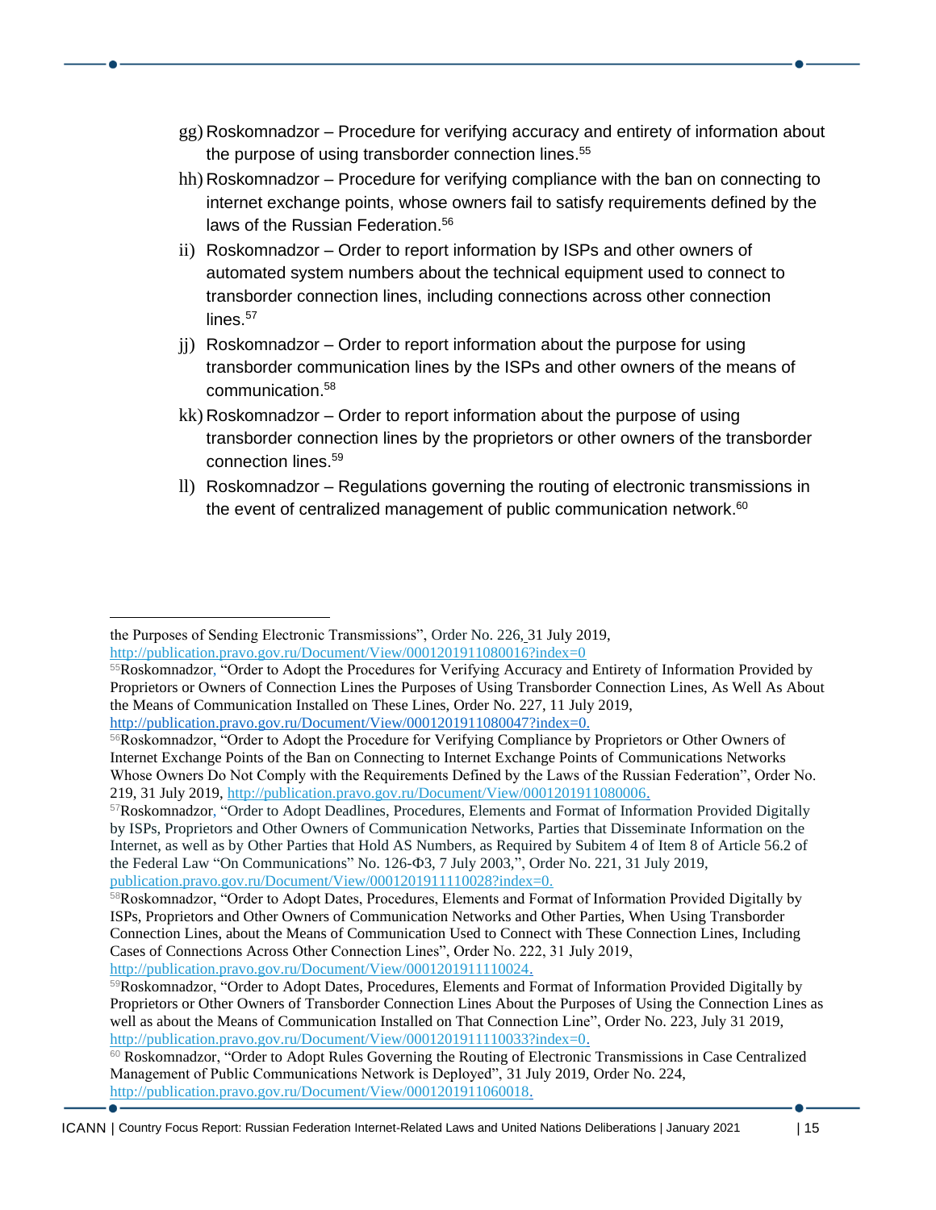gg) Roskomnadzor – Procedure for verifying accuracy and entirety of information about the purpose of using transborder connection lines.[55]

hh) Roskomnadzor – Procedure for verifying compliance with the ban on connecting to internet exchange points, whose owners fail to satisfy requirements defined by the laws of the Russian Federation.[56]

ii) Roskomnadzor – Order to report information by ISPs and other owners of automated system numbers about the technical equipment used to connect to transborder connection lines, including connections across other connection lines.[57]

jj) Roskomnadzor – Order to report information about the purpose for using transborder communication lines by the ISPs and other owners of the means of communication.[58]

kk) Roskomnadzor – Order to report information about the purpose of using transborder connection lines by the proprietors or other owners of the transborder connection lines.[59]

ll) Roskomnadzor – Regulations governing the routing of electronic transmissions in the event of centralized management of public communication network.[60]

---

the Purposes of Sending Electronic Transmissions", Order No. 226, 31 July 2019, http://publication.pravo.gov.ru/Document/View/0001201911080016?index=0

[55] Roskomnadzor, "Order to Adopt the Procedures for Verifying Accuracy and Entirety of Information Provided by Proprietors or Owners of Connection Lines the Purposes of Using Transborder Connection Lines, As Well As About the Means of Communication Installed on These Lines, Order No. 227, 11 July 2019, http://publication.pravo.gov.ru/Document/View/0001201911080047?index=0.

[56] Roskomnadzor, "Order to Adopt the Procedure for Verifying Compliance by Proprietors or Other Owners of Internet Exchange Points of the Ban on Connecting to Internet Exchange Points of Communications Networks Whose Owners Do Not Comply with the Requirements Defined by the Laws of the Russian Federation", Order No. 219, 31 July 2019, http://publication.pravo.gov.ru/Document/View/0001201911080006.

[57] Roskomnadzor, "Order to Adopt Deadlines, Procedures, Elements and Format of Information Provided Digitally by ISPs, Proprietors and Other Owners of Communication Networks, Parties that Disseminate Information on the Internet, as well as by Other Parties that Hold AS Numbers, as Required by Subitem 4 of Item 8 of Article 56.2 of the Federal Law "On Communications" No. 126-Ф3, 7 July 2003,", Order No. 221, 31 July 2019, publication.pravo.gov.ru/Document/View/0001201911110028?index=0.

[58] Roskomnadzor, "Order to Adopt Dates, Procedures, Elements and Format of Information Provided Digitally by ISPs, Proprietors and Other Owners of Communication Networks and Other Parties, When Using Transborder Connection Lines, about the Means of Communication Used to Connect with These Connection Lines, Including Cases of Connections Across Other Connection Lines", Order No. 222, 31 July 2019, http://publication.pravo.gov.ru/Document/View/0001201911110024.

[59] Roskomnadzor, "Order to Adopt Dates, Procedures, Elements and Format of Information Provided Digitally by Proprietors or Other Owners of Transborder Connection Lines About the Purposes of Using the Connection Lines as well as about the Means of Communication Installed on That Connection Line", Order No. 223, July 31 2019, http://publication.pravo.gov.ru/Document/View/0001201911110033?index=0.

[60] Roskomnadzor, "Order to Adopt Rules Governing the Routing of Electronic Transmissions in Case Centralized Management of Public Communications Network is Deployed", 31 July 2019, Order No. 224, http://publication.pravo.gov.ru/Document/View/0001201911060018.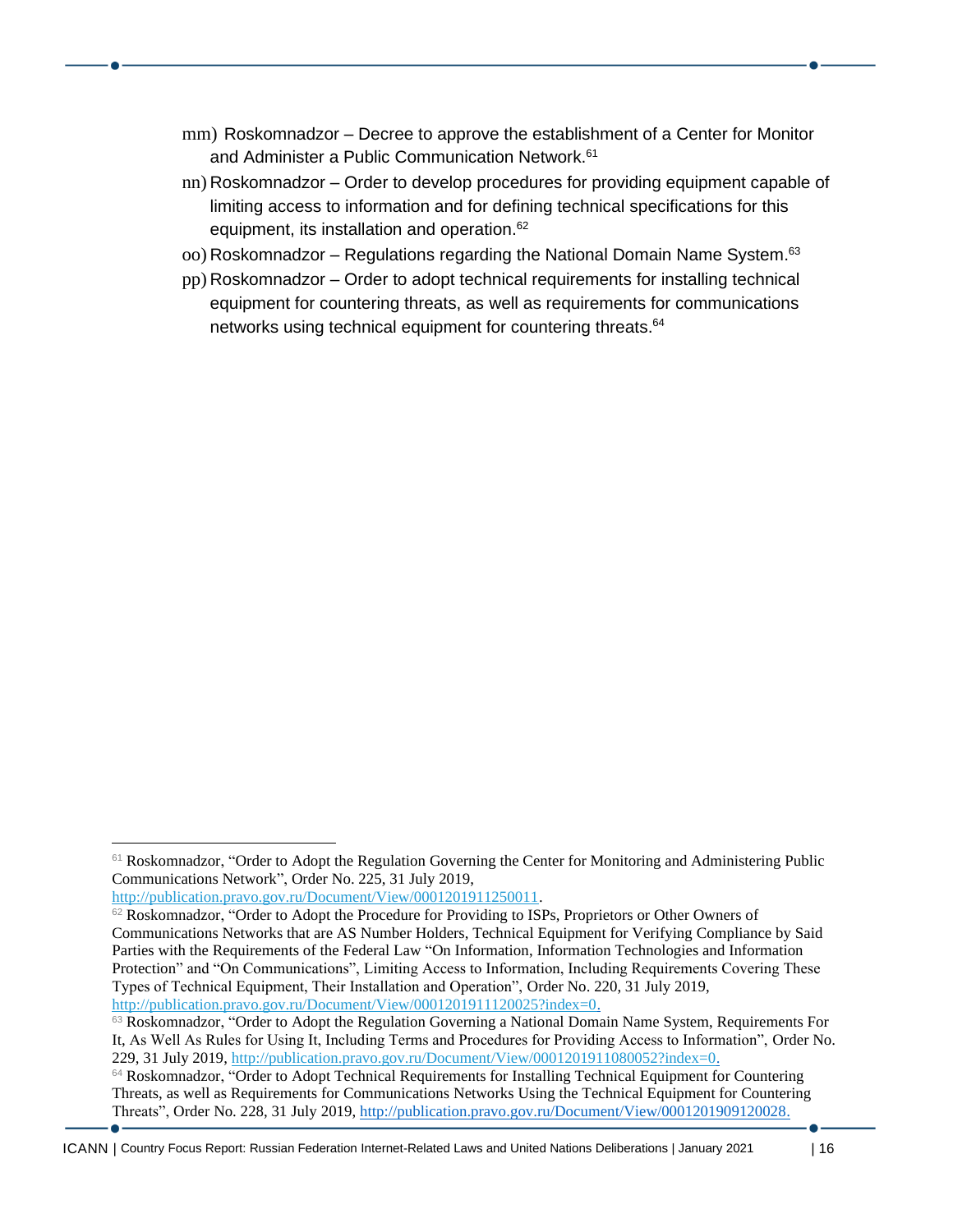mm) Roskomnadzor – Decree to approve the establishment of a Center for Monitor and Administer a Public Communication Network.[61]

nn) Roskomnadzor – Order to develop procedures for providing equipment capable of limiting access to information and for defining technical specifications for this equipment, its installation and operation.[62]

oo) Roskomnadzor – Regulations regarding the National Domain Name System.[63]

pp) Roskomnadzor – Order to adopt technical requirements for installing technical equipment for countering threats, as well as requirements for communications networks using technical equipment for countering threats.[64]

---

[61] Roskomnadzor, "Order to Adopt the Regulation Governing the Center for Monitoring and Administering Public Communications Network", Order No. 225, 31 July 2019, http://publication.pravo.gov.ru/Document/View/0001201911250011.

[62] Roskomnadzor, "Order to Adopt the Procedure for Providing to ISPs, Proprietors or Other Owners of Communications Networks that are AS Number Holders, Technical Equipment for Verifying Compliance by Said Parties with the Requirements of the Federal Law "On Information, Information Technologies and Information Protection" and "On Communications", Limiting Access to Information, Including Requirements Covering These Types of Technical Equipment, Their Installation and Operation", Order No. 220, 31 July 2019, http://publication.pravo.gov.ru/Document/View/0001201911120025?index=0.

[63] Roskomnadzor, "Order to Adopt the Regulation Governing a National Domain Name System, Requirements For It, As Well As Rules for Using It, Including Terms and Procedures for Providing Access to Information", Order No. 229, 31 July 2019, http://publication.pravo.gov.ru/Document/View/0001201911080052?index=0.

[64] Roskomnadzor, "Order to Adopt Technical Requirements for Installing Technical Equipment for Countering Threats, as well as Requirements for Communications Networks Using the Technical Equipment for Countering Threats", Order No. 228, 31 July 2019, http://publication.pravo.gov.ru/Document/View/0001201909120028.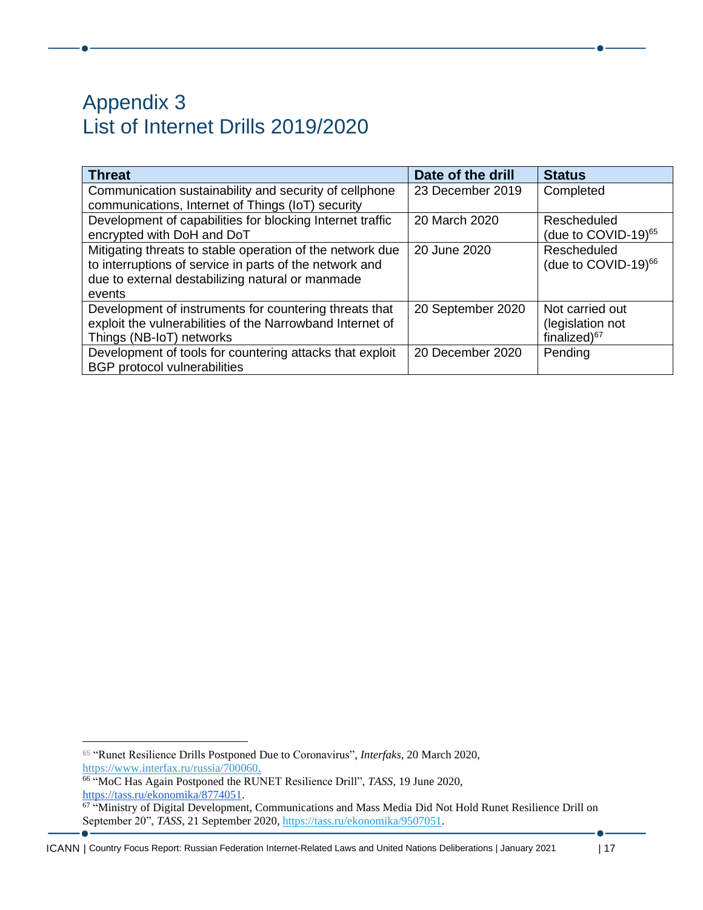# Appendix 3
# List of Internet Drills 2019/2020

| Threat | Date of the drill | Status |
| --- | --- | --- |
| Communication sustainability and security of cellphone communications, Internet of Things (IoT) security | 23 December 2019 | Completed |
| Development of capabilities for blocking Internet traffic encrypted with DoH and DoT | 20 March 2020 | Rescheduled (due to COVID-19)[65] |
| Mitigating threats to stable operation of the network due to interruptions of service in parts of the network and due to external destabilizing natural or manmade events | 20 June 2020 | Rescheduled (due to COVID-19)[66] |
| Development of instruments for countering threats that exploit the vulnerabilities of the Narrowband Internet of Things (NB-IoT) networks | 20 September 2020 | Not carried out (legislation not finalized)[67] |
| Development of tools for countering attacks that exploit BGP protocol vulnerabilities | 20 December 2020 | Pending |

---

[65] "Runet Resilience Drills Postponed Due to Coronavirus", *Interfaks*, 20 March 2020, https://www.interfax.ru/russia/700060.

[66] "MoC Has Again Postponed the RUNET Resilience Drill", *TASS*, 19 June 2020, https://tass.ru/ekonomika/8774051.

[67] "Ministry of Digital Development, Communications and Mass Media Did Not Hold Runet Resilience Drill on September 20", *TASS*, 21 September 2020, https://tass.ru/ekonomika/9507051.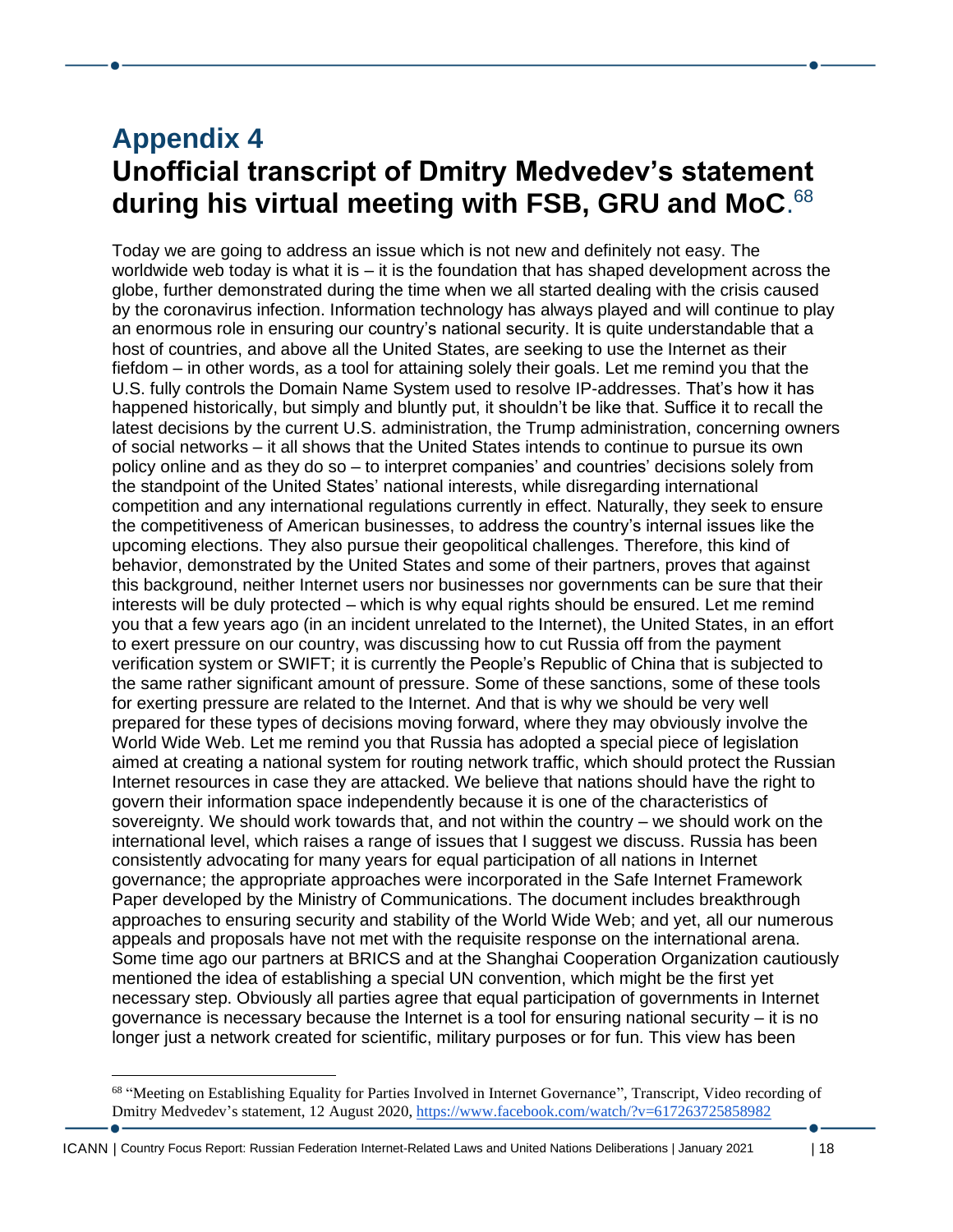# Appendix 4

## Unofficial transcript of Dmitry Medvedev's statement during his virtual meeting with FSB, GRU and MoC.[68]

Today we are going to address an issue which is not new and definitely not easy. The worldwide web today is what it is – it is the foundation that has shaped development across the globe, further demonstrated during the time when we all started dealing with the crisis caused by the coronavirus infection. Information technology has always played and will continue to play an enormous role in ensuring our country's national security. It is quite understandable that a host of countries, and above all the United States, are seeking to use the Internet as their fiefdom – in other words, as a tool for attaining solely their goals. Let me remind you that the U.S. fully controls the Domain Name System used to resolve IP-addresses. That's how it has happened historically, but simply and bluntly put, it shouldn't be like that. Suffice it to recall the latest decisions by the current U.S. administration, the Trump administration, concerning owners of social networks – it all shows that the United States intends to continue to pursue its own policy online and as they do so – to interpret companies' and countries' decisions solely from the standpoint of the United States' national interests, while disregarding international competition and any international regulations currently in effect. Naturally, they seek to ensure the competitiveness of American businesses, to address the country's internal issues like the upcoming elections. They also pursue their geopolitical challenges. Therefore, this kind of behavior, demonstrated by the United States and some of their partners, proves that against this background, neither Internet users nor businesses nor governments can be sure that their interests will be duly protected – which is why equal rights should be ensured. Let me remind you that a few years ago (in an incident unrelated to the Internet), the United States, in an effort to exert pressure on our country, was discussing how to cut Russia off from the payment verification system or SWIFT; it is currently the People's Republic of China that is subjected to the same rather significant amount of pressure. Some of these sanctions, some of these tools for exerting pressure are related to the Internet. And that is why we should be very well prepared for these types of decisions moving forward, where they may obviously involve the World Wide Web. Let me remind you that Russia has adopted a special piece of legislation aimed at creating a national system for routing network traffic, which should protect the Russian Internet resources in case they are attacked. We believe that nations should have the right to govern their information space independently because it is one of the characteristics of sovereignty. We should work towards that, and not within the country – we should work on the international level, which raises a range of issues that I suggest we discuss. Russia has been consistently advocating for many years for equal participation of all nations in Internet governance; the appropriate approaches were incorporated in the Safe Internet Framework Paper developed by the Ministry of Communications. The document includes breakthrough approaches to ensuring security and stability of the World Wide Web; and yet, all our numerous appeals and proposals have not met with the requisite response on the international arena. Some time ago our partners at BRICS and at the Shanghai Cooperation Organization cautiously mentioned the idea of establishing a special UN convention, which might be the first yet necessary step. Obviously all parties agree that equal participation of governments in Internet governance is necessary because the Internet is a tool for ensuring national security – it is no longer just a network created for scientific, military purposes or for fun. This view has been

[68] "Meeting on Establishing Equality for Parties Involved in Internet Governance", Transcript, Video recording of Dmitry Medvedev's statement, 12 August 2020, https://www.facebook.com/watch/?v=617263725858982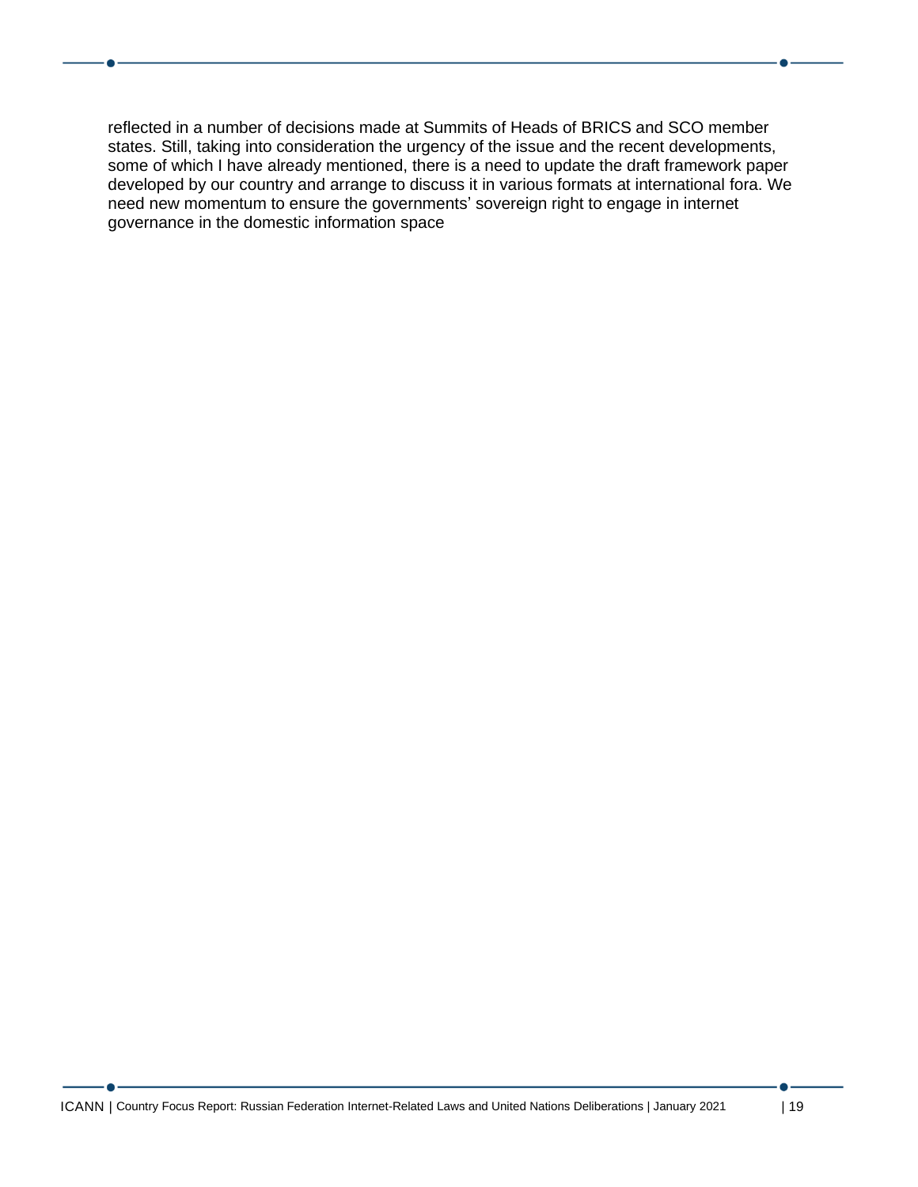reflected in a number of decisions made at Summits of Heads of BRICS and SCO member states. Still, taking into consideration the urgency of the issue and the recent developments, some of which I have already mentioned, there is a need to update the draft framework paper developed by our country and arrange to discuss it in various formats at international fora. We need new momentum to ensure the governments' sovereign right to engage in internet governance in the domestic information space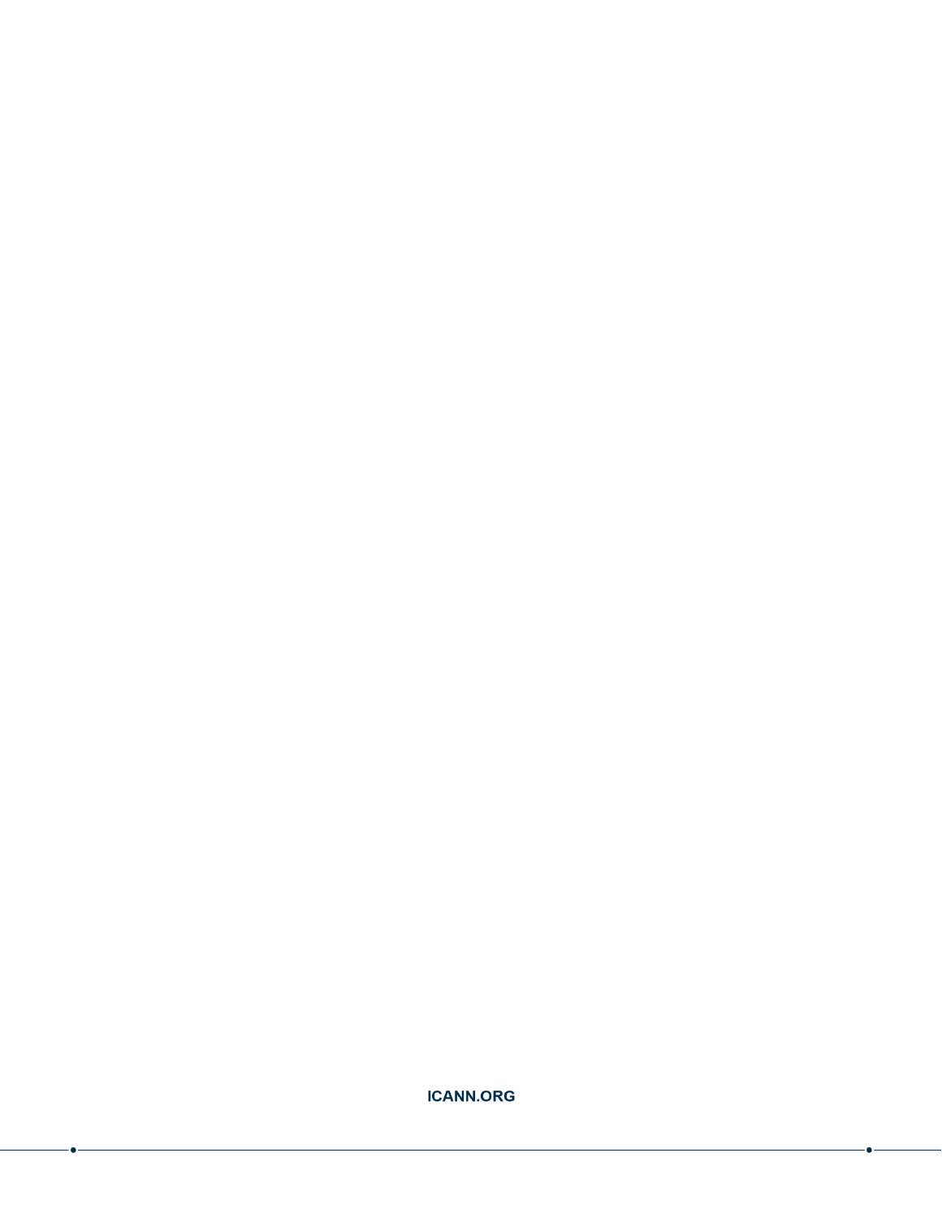ICANN.ORG